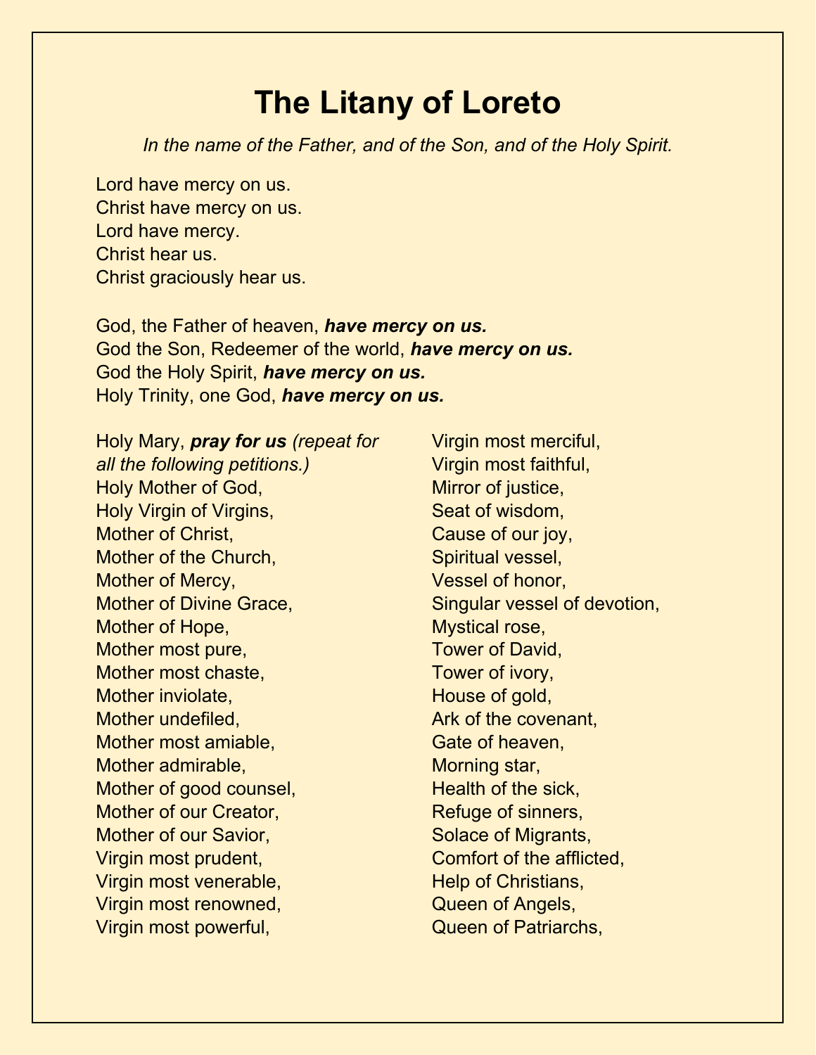# The Litany of Loreto

*In the name of the Father, and of the Son, and of the Holy Spirit.*

Lord have mercy on us.
Christ have mercy on us.
Lord have mercy.
Christ hear us.
Christ graciously hear us.

God, the Father of heaven, ***have mercy on us.***
God the Son, Redeemer of the world, ***have mercy on us.***
God the Holy Spirit, ***have mercy on us.***
Holy Trinity, one God, ***have mercy on us.***

Holy Mary, ***pray for us*** *(repeat for all the following petitions.)*
Holy Mother of God,
Holy Virgin of Virgins,
Mother of Christ,
Mother of the Church,
Mother of Mercy,
Mother of Divine Grace,
Mother of Hope,
Mother most pure,
Mother most chaste,
Mother inviolate,
Mother undefiled,
Mother most amiable,
Mother admirable,
Mother of good counsel,
Mother of our Creator,
Mother of our Savior,
Virgin most prudent,
Virgin most venerable,
Virgin most renowned,
Virgin most powerful,
Virgin most merciful,
Virgin most faithful,
Mirror of justice,
Seat of wisdom,
Cause of our joy,
Spiritual vessel,
Vessel of honor,
Singular vessel of devotion,
Mystical rose,
Tower of David,
Tower of ivory,
House of gold,
Ark of the covenant,
Gate of heaven,
Morning star,
Health of the sick,
Refuge of sinners,
Solace of Migrants,
Comfort of the afflicted,
Help of Christians,
Queen of Angels,
Queen of Patriarchs,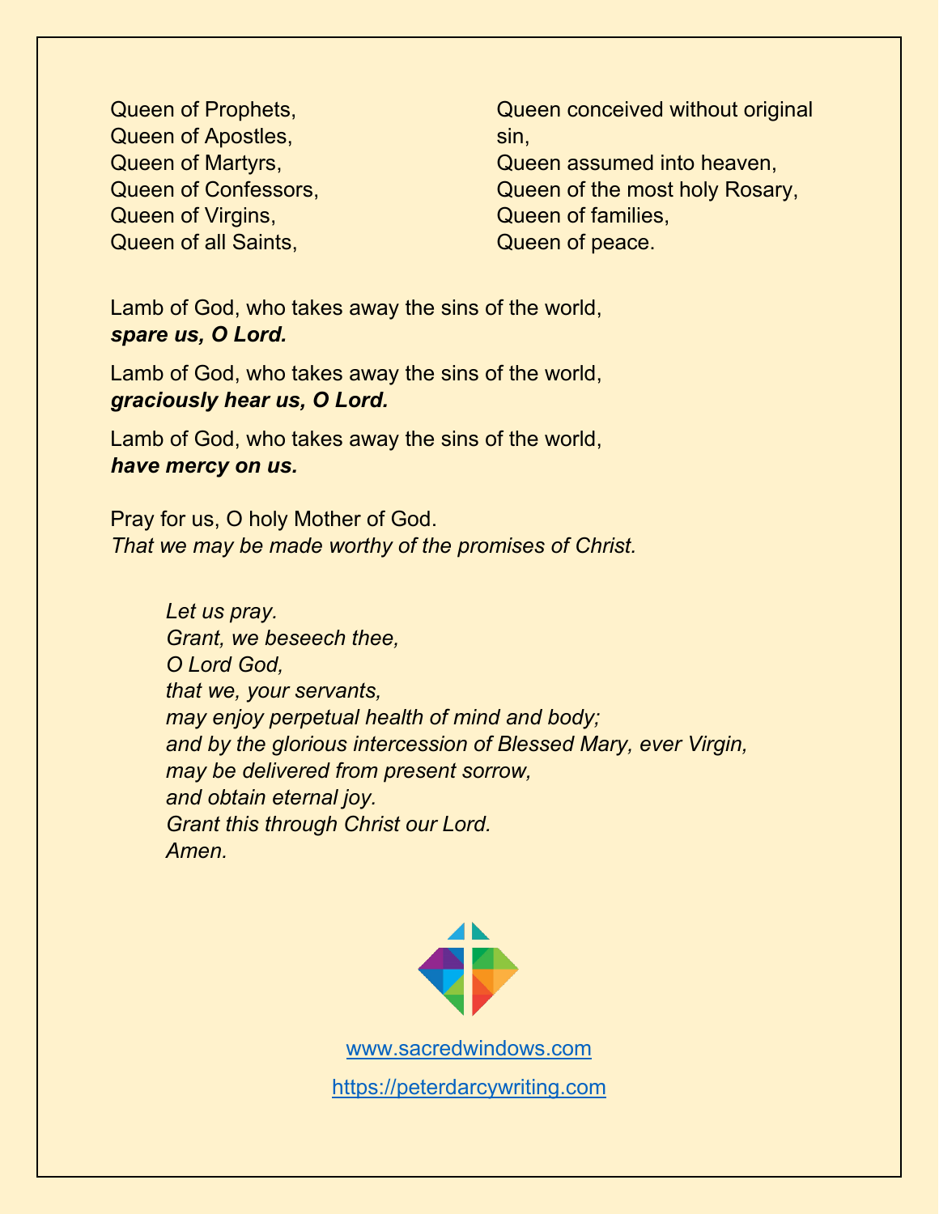Queen of Prophets,
Queen of Apostles,
Queen of Martyrs,
Queen of Confessors,
Queen of Virgins,
Queen of all Saints,
Queen conceived without original sin,
Queen assumed into heaven,
Queen of the most holy Rosary,
Queen of families,
Queen of peace.

Lamb of God, who takes away the sins of the world,
***spare us, O Lord.***

Lamb of God, who takes away the sins of the world,
***graciously hear us, O Lord.***

Lamb of God, who takes away the sins of the world,
***have mercy on us.***

Pray for us, O holy Mother of God.
*That we may be made worthy of the promises of Christ.*

*Let us pray.*
*Grant, we beseech thee,*
*O Lord God,*
*that we, your servants,*
*may enjoy perpetual health of mind and body;*
*and by the glorious intercession of Blessed Mary, ever Virgin,*
*may be delivered from present sorrow,*
*and obtain eternal joy.*
*Grant this through Christ our Lord.*
*Amen.*

www.sacredwindows.com

https://peterdarcywriting.com